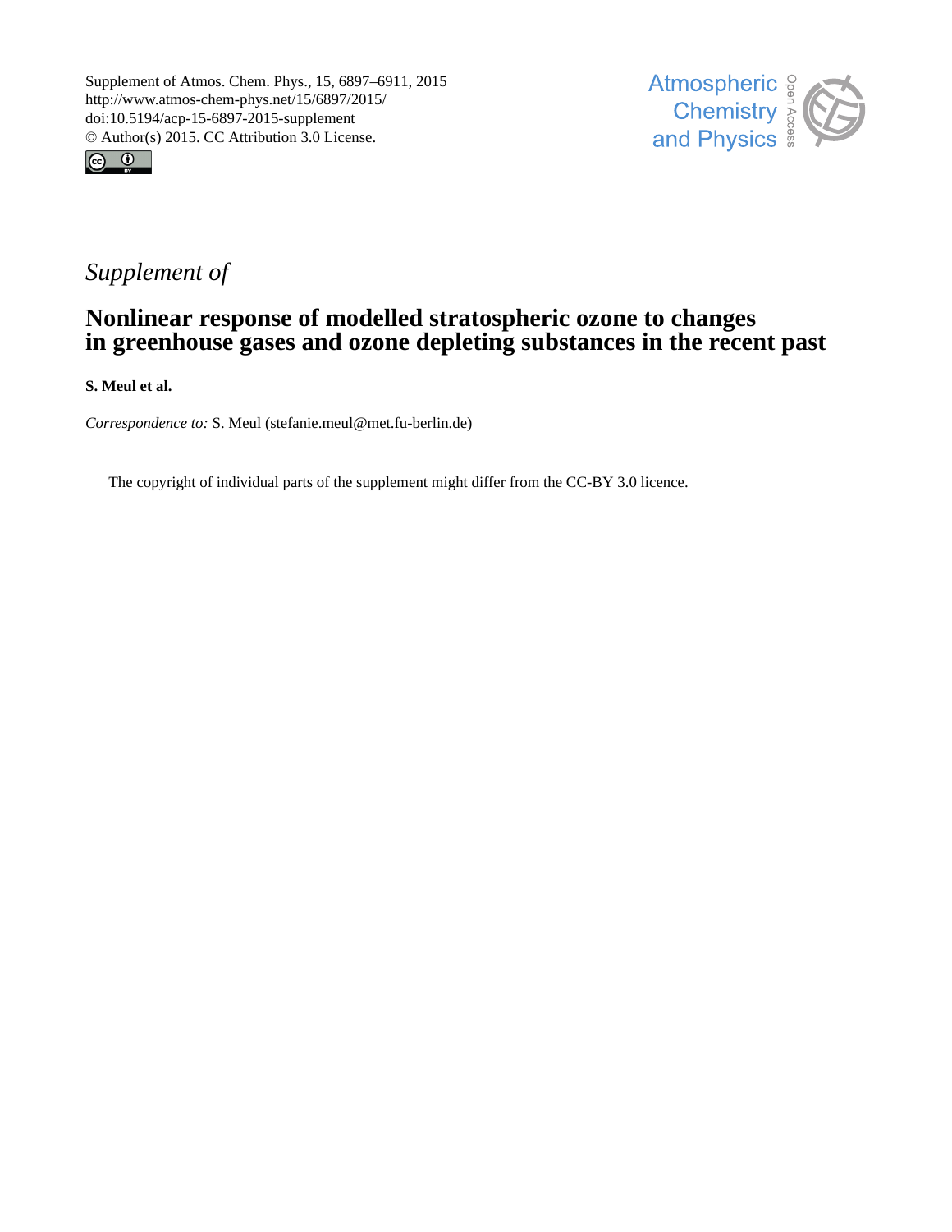Supplement of Atmos. Chem. Phys., 15, 6897–6911, 2015
http://www.atmos-chem-phys.net/15/6897/2015/
doi:10.5194/acp-15-6897-2015-supplement
© Author(s) 2015. CC Attribution 3.0 License.

*Supplement of*

# Nonlinear response of modelled stratospheric ozone to changes in greenhouse gases and ozone depleting substances in the recent past

**S. Meul et al.**

*Correspondence to:* S. Meul (stefanie.meul@met.fu-berlin.de)

The copyright of individual parts of the supplement might differ from the CC-BY 3.0 licence.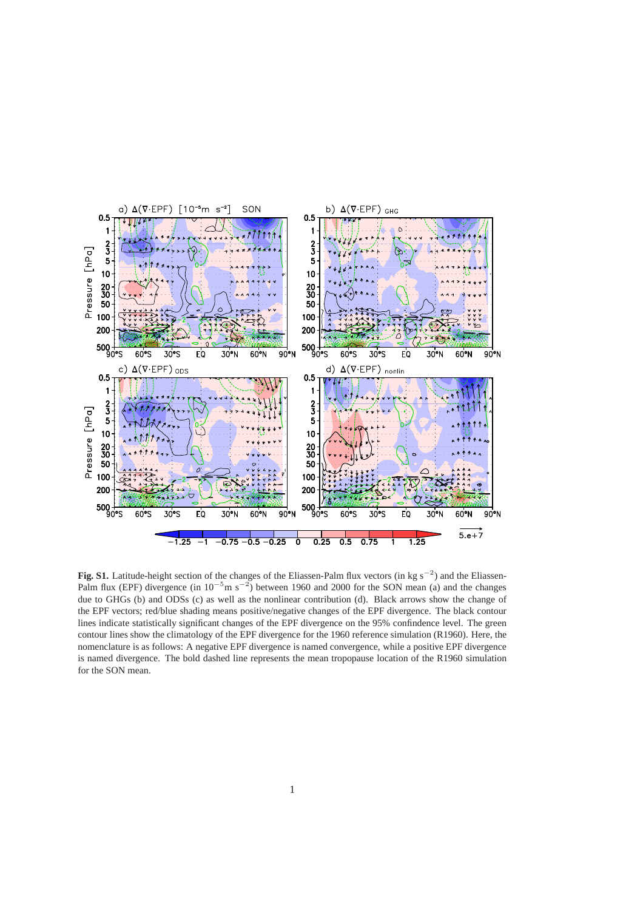**Fig. S1.** Latitude-height section of the changes of the Eliassen-Palm flux vectors (in kg $s^{-2}$) and the Eliassen-Palm flux (EPF) divergence (in $10^{-5}$m $s^{-2}$) between 1960 and 2000 for the SON mean (a) and the changes due to GHGs (b) and ODSs (c) as well as the nonlinear contribution (d). Black arrows show the change of the EPF vectors; red/blue shading means positive/negative changes of the EPF divergence. The black contour lines indicate statistically significant changes of the EPF divergence on the 95% confindence level. The green contour lines show the climatology of the EPF divergence for the 1960 reference simulation (R1960). Here, the nomenclature is as follows: A negative EPF divergence is named convergence, while a positive EPF divergence is named divergence. The bold dashed line represents the mean tropopause location of the R1960 simulation for the SON mean.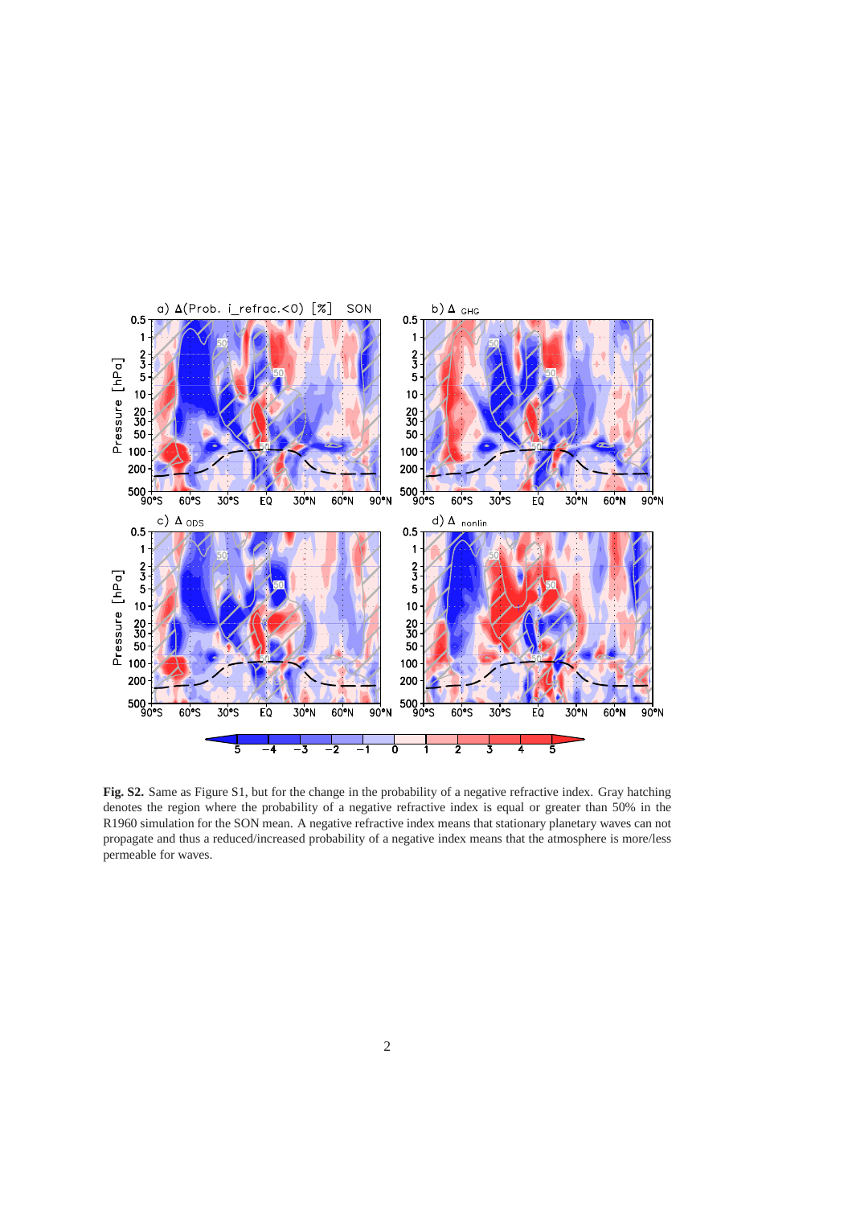**Fig. S2.** Same as Figure S1, but for the change in the probability of a negative refractive index. Gray hatching denotes the region where the probability of a negative refractive index is equal or greater than 50% in the R1960 simulation for the SON mean. A negative refractive index means that stationary planetary waves can not propagate and thus a reduced/increased probability of a negative index means that the atmosphere is more/less permeable for waves.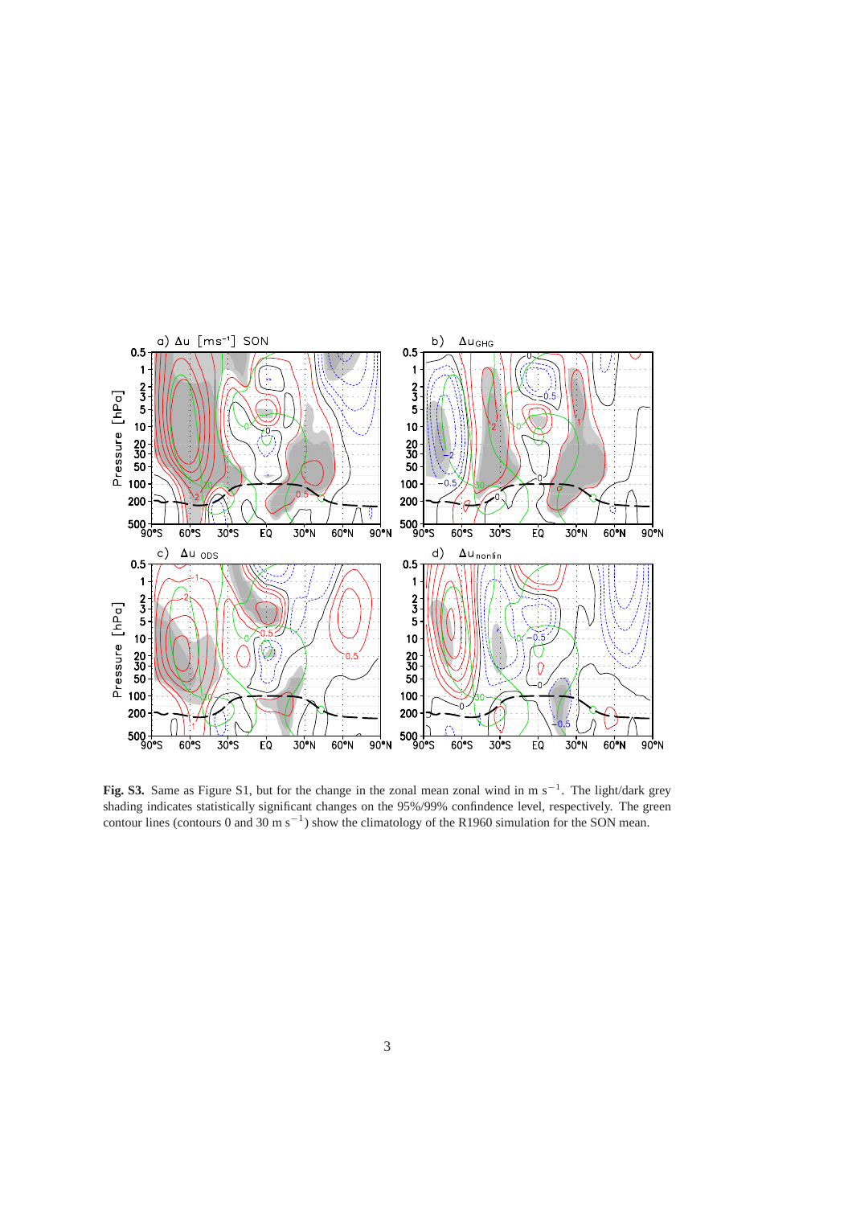a) Δu [ms⁻¹] SON

b) $\Delta u_{GHG}$

c) $\Delta u_{ODS}$

d) $\Delta u_{nonlin}$

Pressure [hPa]

0.5
1
2
3
5
10
20
30
50
100
200
500

90°S 60°S 30°S EQ 30°N 60°N 90°N

**Fig. S3.** Same as Figure S1, but for the change in the zonal mean zonal wind in m $s^{-1}$. The light/dark grey shading indicates statistically significant changes on the 95%/99% confindence level, respectively. The green contour lines (contours 0 and 30 m $s^{-1}$) show the climatology of the R1960 simulation for the SON mean.